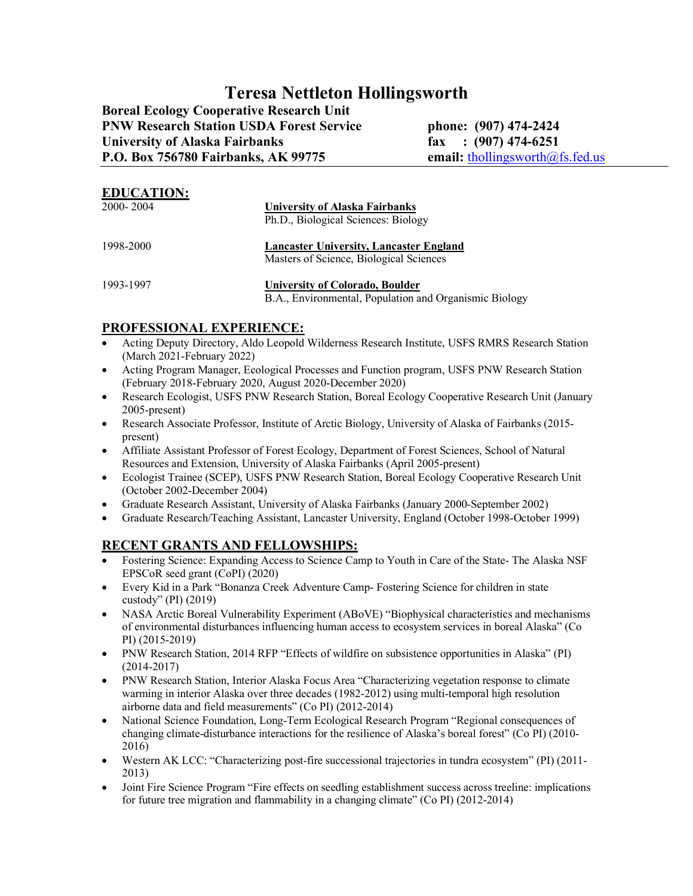# Teresa Nettleton Hollingsworth

**Boreal Ecology Cooperative Research Unit**
**PNW Research Station USDA Forest Service**
**University of Alaska Fairbanks**
**P.O. Box 756780 Fairbanks, AK 99775**

**phone: (907) 474-2424**
**fax : (907) 474-6251**
**email:** thollingsworth@fs.fed.us

## EDUCATION:

2000- 2004 — **University of Alaska Fairbanks**
Ph.D., Biological Sciences: Biology

1998-2000 — **Lancaster University, Lancaster England**
Masters of Science, Biological Sciences

1993-1997 — **University of Colorado, Boulder**
B.A., Environmental, Population and Organismic Biology

## PROFESSIONAL EXPERIENCE:

- Acting Deputy Directory, Aldo Leopold Wilderness Research Institute, USFS RMRS Research Station (March 2021-February 2022)
- Acting Program Manager, Ecological Processes and Function program, USFS PNW Research Station (February 2018-February 2020, August 2020-December 2020)
- Research Ecologist, USFS PNW Research Station, Boreal Ecology Cooperative Research Unit (January 2005-present)
- Research Associate Professor, Institute of Arctic Biology, University of Alaska of Fairbanks (2015-present)
- Affiliate Assistant Professor of Forest Ecology, Department of Forest Sciences, School of Natural Resources and Extension, University of Alaska Fairbanks (April 2005-present)
- Ecologist Trainee (SCEP), USFS PNW Research Station, Boreal Ecology Cooperative Research Unit (October 2002-December 2004)
- Graduate Research Assistant, University of Alaska Fairbanks (January 2000-September 2002)
- Graduate Research/Teaching Assistant, Lancaster University, England (October 1998-October 1999)

## RECENT GRANTS AND FELLOWSHIPS:

- Fostering Science: Expanding Access to Science Camp to Youth in Care of the State- The Alaska NSF EPSCoR seed grant (CoPI) (2020)
- Every Kid in a Park "Bonanza Creek Adventure Camp- Fostering Science for children in state custody" (PI) (2019)
- NASA Arctic Boreal Vulnerability Experiment (ABoVE) "Biophysical characteristics and mechanisms of environmental disturbances influencing human access to ecosystem services in boreal Alaska" (Co PI) (2015-2019)
- PNW Research Station, 2014 RFP "Effects of wildfire on subsistence opportunities in Alaska" (PI) (2014-2017)
- PNW Research Station, Interior Alaska Focus Area "Characterizing vegetation response to climate warming in interior Alaska over three decades (1982-2012) using multi-temporal high resolution airborne data and field measurements" (Co PI) (2012-2014)
- National Science Foundation, Long-Term Ecological Research Program "Regional consequences of changing climate-disturbance interactions for the resilience of Alaska's boreal forest" (Co PI) (2010-2016)
- Western AK LCC: "Characterizing post-fire successional trajectories in tundra ecosystem" (PI) (2011-2013)
- Joint Fire Science Program "Fire effects on seedling establishment success across treeline: implications for future tree migration and flammability in a changing climate" (Co PI) (2012-2014)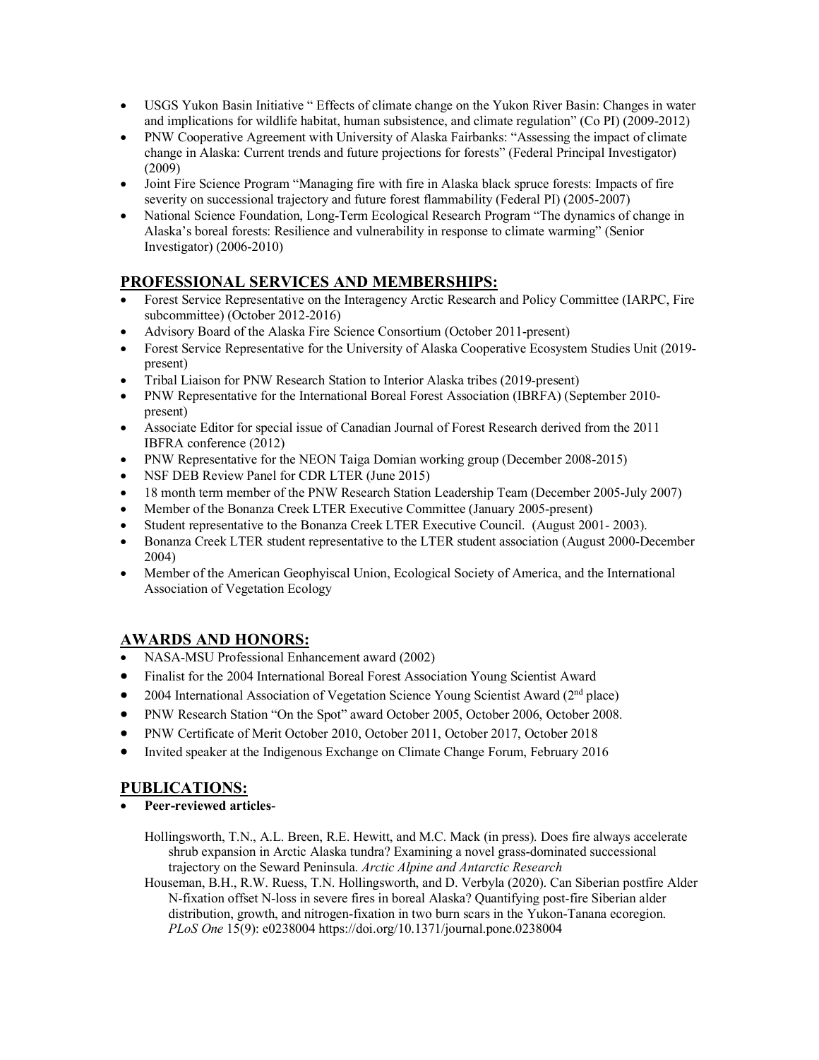- USGS Yukon Basin Initiative " Effects of climate change on the Yukon River Basin: Changes in water and implications for wildlife habitat, human subsistence, and climate regulation" (Co PI) (2009-2012)
- PNW Cooperative Agreement with University of Alaska Fairbanks: "Assessing the impact of climate change in Alaska: Current trends and future projections for forests" (Federal Principal Investigator) (2009)
- Joint Fire Science Program "Managing fire with fire in Alaska black spruce forests: Impacts of fire severity on successional trajectory and future forest flammability (Federal PI) (2005-2007)
- National Science Foundation, Long-Term Ecological Research Program "The dynamics of change in Alaska's boreal forests: Resilience and vulnerability in response to climate warming" (Senior Investigator) (2006-2010)

## PROFESSIONAL SERVICES AND MEMBERSHIPS:

- Forest Service Representative on the Interagency Arctic Research and Policy Committee (IARPC, Fire subcommittee) (October 2012-2016)
- Advisory Board of the Alaska Fire Science Consortium (October 2011-present)
- Forest Service Representative for the University of Alaska Cooperative Ecosystem Studies Unit (2019-present)
- Tribal Liaison for PNW Research Station to Interior Alaska tribes (2019-present)
- PNW Representative for the International Boreal Forest Association (IBRFA) (September 2010-present)
- Associate Editor for special issue of Canadian Journal of Forest Research derived from the 2011 IBFRA conference (2012)
- PNW Representative for the NEON Taiga Domian working group (December 2008-2015)
- NSF DEB Review Panel for CDR LTER (June 2015)
- 18 month term member of the PNW Research Station Leadership Team (December 2005-July 2007)
- Member of the Bonanza Creek LTER Executive Committee (January 2005-present)
- Student representative to the Bonanza Creek LTER Executive Council. (August 2001- 2003).
- Bonanza Creek LTER student representative to the LTER student association (August 2000-December 2004)
- Member of the American Geophyiscal Union, Ecological Society of America, and the International Association of Vegetation Ecology

## AWARDS AND HONORS:

- NASA-MSU Professional Enhancement award (2002)
- Finalist for the 2004 International Boreal Forest Association Young Scientist Award
- 2004 International Association of Vegetation Science Young Scientist Award (2nd place)
- PNW Research Station "On the Spot" award October 2005, October 2006, October 2008.
- PNW Certificate of Merit October 2010, October 2011, October 2017, October 2018
- Invited speaker at the Indigenous Exchange on Climate Change Forum, February 2016

## PUBLICATIONS:

- **Peer-reviewed articles**-

  Hollingsworth, T.N., A.L. Breen, R.E. Hewitt, and M.C. Mack (in press). Does fire always accelerate shrub expansion in Arctic Alaska tundra? Examining a novel grass-dominated successional trajectory on the Seward Peninsula. *Arctic Alpine and Antarctic Research*

  Houseman, B.H., R.W. Ruess, T.N. Hollingsworth, and D. Verbyla (2020). Can Siberian postfire Alder N-fixation offset N-loss in severe fires in boreal Alaska? Quantifying post-fire Siberian alder distribution, growth, and nitrogen-fixation in two burn scars in the Yukon-Tanana ecoregion. *PLoS One* 15(9): e0238004 https://doi.org/10.1371/journal.pone.0238004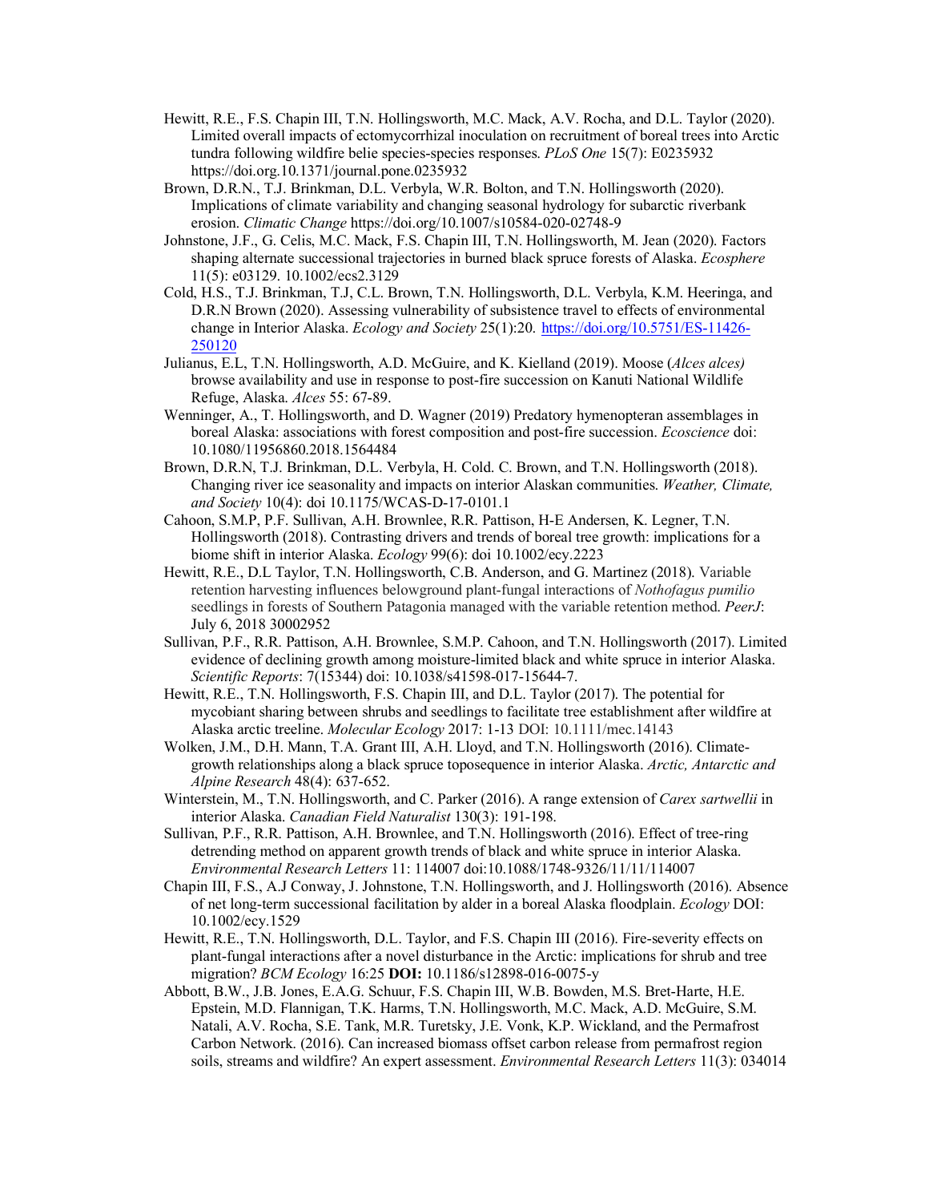Hewitt, R.E., F.S. Chapin III, T.N. Hollingsworth, M.C. Mack, A.V. Rocha, and D.L. Taylor (2020). Limited overall impacts of ectomycorrhizal inoculation on recruitment of boreal trees into Arctic tundra following wildfire belie species-species responses. *PLoS One* 15(7): E0235932 https://doi.org/10.1371/journal.pone.0235932

Brown, D.R.N., T.J. Brinkman, D.L. Verbyla, W.R. Bolton, and T.N. Hollingsworth (2020). Implications of climate variability and changing seasonal hydrology for subarctic riverbank erosion. *Climatic Change* https://doi.org/10.1007/s10584-020-02748-9

Johnstone, J.F., G. Celis, M.C. Mack, F.S. Chapin III, T.N. Hollingsworth, M. Jean (2020). Factors shaping alternate successional trajectories in burned black spruce forests of Alaska. *Ecosphere* 11(5): e03129. 10.1002/ecs2.3129

Cold, H.S., T.J. Brinkman, T.J, C.L. Brown, T.N. Hollingsworth, D.L. Verbyla, K.M. Heeringa, and D.R.N Brown (2020). Assessing vulnerability of subsistence travel to effects of environmental change in Interior Alaska. *Ecology and Society* 25(1):20. https://doi.org/10.5751/ES-11426-250120

Julianus, E.L, T.N. Hollingsworth, A.D. McGuire, and K. Kielland (2019). Moose (*Alces alces)* browse availability and use in response to post-fire succession on Kanuti National Wildlife Refuge, Alaska. *Alces* 55: 67-89.

Wenninger, A., T. Hollingsworth, and D. Wagner (2019) Predatory hymenopteran assemblages in boreal Alaska: associations with forest composition and post-fire succession. *Ecoscience* doi: 10.1080/11956860.2018.1564484

Brown, D.R.N, T.J. Brinkman, D.L. Verbyla, H. Cold. C. Brown, and T.N. Hollingsworth (2018). Changing river ice seasonality and impacts on interior Alaskan communities. *Weather, Climate, and Society* 10(4): doi 10.1175/WCAS-D-17-0101.1

Cahoon, S.M.P, P.F. Sullivan, A.H. Brownlee, R.R. Pattison, H-E Andersen, K. Legner, T.N. Hollingsworth (2018). Contrasting drivers and trends of boreal tree growth: implications for a biome shift in interior Alaska. *Ecology* 99(6): doi 10.1002/ecy.2223

Hewitt, R.E., D.L Taylor, T.N. Hollingsworth, C.B. Anderson, and G. Martinez (2018). Variable retention harvesting influences belowground plant-fungal interactions of *Nothofagus pumilio* seedlings in forests of Southern Patagonia managed with the variable retention method. *PeerJ*: July 6, 2018 30002952

Sullivan, P.F., R.R. Pattison, A.H. Brownlee, S.M.P. Cahoon, and T.N. Hollingsworth (2017). Limited evidence of declining growth among moisture-limited black and white spruce in interior Alaska. *Scientific Reports*: 7(15344) doi: 10.1038/s41598-017-15644-7.

Hewitt, R.E., T.N. Hollingsworth, F.S. Chapin III, and D.L. Taylor (2017). The potential for mycobiant sharing between shrubs and seedlings to facilitate tree establishment after wildfire at Alaska arctic treeline. *Molecular Ecology* 2017: 1-13 DOI: 10.1111/mec.14143

Wolken, J.M., D.H. Mann, T.A. Grant III, A.H. Lloyd, and T.N. Hollingsworth (2016). Climate-growth relationships along a black spruce toposequence in interior Alaska. *Arctic, Antarctic and Alpine Research* 48(4): 637-652.

Winterstein, M., T.N. Hollingsworth, and C. Parker (2016). A range extension of *Carex sartwellii* in interior Alaska. *Canadian Field Naturalist* 130(3): 191-198.

Sullivan, P.F., R.R. Pattison, A.H. Brownlee, and T.N. Hollingsworth (2016). Effect of tree-ring detrending method on apparent growth trends of black and white spruce in interior Alaska. *Environmental Research Letters* 11: 114007 doi:10.1088/1748-9326/11/11/114007

Chapin III, F.S., A.J Conway, J. Johnstone, T.N. Hollingsworth, and J. Hollingsworth (2016). Absence of net long-term successional facilitation by alder in a boreal Alaska floodplain. *Ecology* DOI: 10.1002/ecy.1529

Hewitt, R.E., T.N. Hollingsworth, D.L. Taylor, and F.S. Chapin III (2016). Fire-severity effects on plant-fungal interactions after a novel disturbance in the Arctic: implications for shrub and tree migration? *BCM Ecology* 16:25 **DOI:** 10.1186/s12898-016-0075-y

Abbott, B.W., J.B. Jones, E.A.G. Schuur, F.S. Chapin III, W.B. Bowden, M.S. Bret-Harte, H.E. Epstein, M.D. Flannigan, T.K. Harms, T.N. Hollingsworth, M.C. Mack, A.D. McGuire, S.M. Natali, A.V. Rocha, S.E. Tank, M.R. Turetsky, J.E. Vonk, K.P. Wickland, and the Permafrost Carbon Network. (2016). Can increased biomass offset carbon release from permafrost region soils, streams and wildfire? An expert assessment. *Environmental Research Letters* 11(3): 034014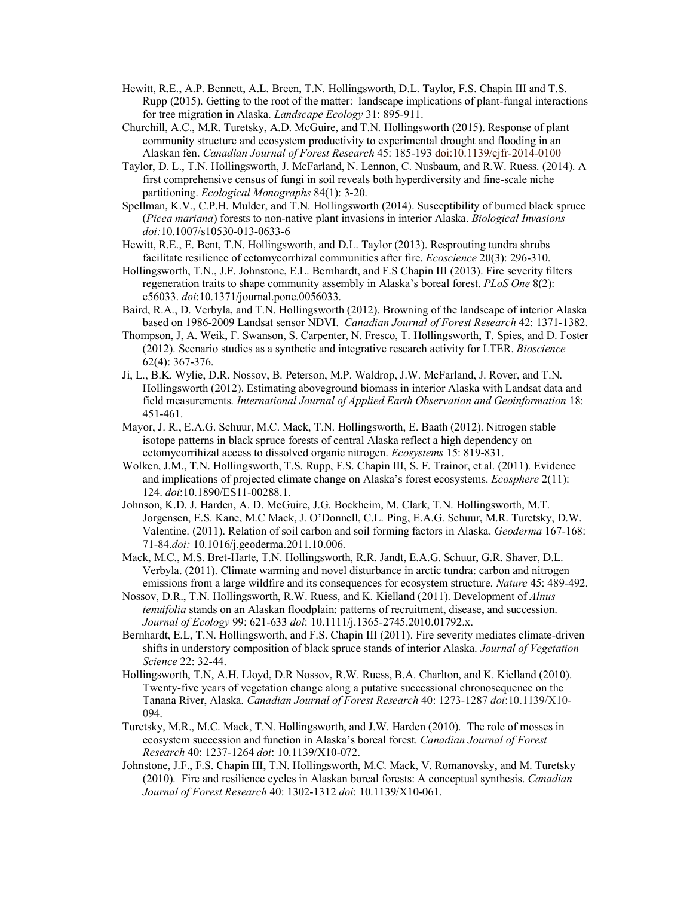Hewitt, R.E., A.P. Bennett, A.L. Breen, T.N. Hollingsworth, D.L. Taylor, F.S. Chapin III and T.S. Rupp (2015). Getting to the root of the matter: landscape implications of plant-fungal interactions for tree migration in Alaska. *Landscape Ecology* 31: 895-911.

Churchill, A.C., M.R. Turetsky, A.D. McGuire, and T.N. Hollingsworth (2015). Response of plant community structure and ecosystem productivity to experimental drought and flooding in an Alaskan fen. *Canadian Journal of Forest Research* 45: 185-193 doi:10.1139/cjfr-2014-0100

Taylor, D. L., T.N. Hollingsworth, J. McFarland, N. Lennon, C. Nusbaum, and R.W. Ruess. (2014). A first comprehensive census of fungi in soil reveals both hyperdiversity and fine-scale niche partitioning. *Ecological Monographs* 84(1): 3-20.

Spellman, K.V., C.P.H. Mulder, and T.N. Hollingsworth (2014). Susceptibility of burned black spruce (*Picea mariana*) forests to non-native plant invasions in interior Alaska. *Biological Invasions doi:*10.1007/s10530-013-0633-6

Hewitt, R.E., E. Bent, T.N. Hollingsworth, and D.L. Taylor (2013). Resprouting tundra shrubs facilitate resilience of ectomycorrhizal communities after fire. *Ecoscience* 20(3): 296-310.

Hollingsworth, T.N., J.F. Johnstone, E.L. Bernhardt, and F.S Chapin III (2013). Fire severity filters regeneration traits to shape community assembly in Alaska's boreal forest. *PLoS One* 8(2): e56033. *doi*:10.1371/journal.pone.0056033.

Baird, R.A., D. Verbyla, and T.N. Hollingsworth (2012). Browning of the landscape of interior Alaska based on 1986-2009 Landsat sensor NDVI. *Canadian Journal of Forest Research* 42: 1371-1382.

Thompson, J, A. Weik, F. Swanson, S. Carpenter, N. Fresco, T. Hollingsworth, T. Spies, and D. Foster (2012). Scenario studies as a synthetic and integrative research activity for LTER. *Bioscience* 62(4): 367-376.

Ji, L., B.K. Wylie, D.R. Nossov, B. Peterson, M.P. Waldrop, J.W. McFarland, J. Rover, and T.N. Hollingsworth (2012). Estimating aboveground biomass in interior Alaska with Landsat data and field measurements. *International Journal of Applied Earth Observation and Geoinformation* 18: 451-461.

Mayor, J. R., E.A.G. Schuur, M.C. Mack, T.N. Hollingsworth, E. Baath (2012). Nitrogen stable isotope patterns in black spruce forests of central Alaska reflect a high dependency on ectomycorrihizal access to dissolved organic nitrogen. *Ecosystems* 15: 819-831.

Wolken, J.M., T.N. Hollingsworth, T.S. Rupp, F.S. Chapin III, S. F. Trainor, et al. (2011). Evidence and implications of projected climate change on Alaska's forest ecosystems. *Ecosphere* 2(11): 124. *doi*:10.1890/ES11-00288.1.

Johnson, K.D. J. Harden, A. D. McGuire, J.G. Bockheim, M. Clark, T.N. Hollingsworth, M.T. Jorgensen, E.S. Kane, M.C Mack, J. O'Donnell, C.L. Ping, E.A.G. Schuur, M.R. Turetsky, D.W. Valentine. (2011). Relation of soil carbon and soil forming factors in Alaska. *Geoderma* 167-168: 71-84.*doi:* 10.1016/j.geoderma.2011.10.006.

Mack, M.C., M.S. Bret-Harte, T.N. Hollingsworth, R.R. Jandt, E.A.G. Schuur, G.R. Shaver, D.L. Verbyla. (2011). Climate warming and novel disturbance in arctic tundra: carbon and nitrogen emissions from a large wildfire and its consequences for ecosystem structure. *Nature* 45: 489-492.

Nossov, D.R., T.N. Hollingsworth, R.W. Ruess, and K. Kielland (2011). Development of *Alnus tenuifolia* stands on an Alaskan floodplain: patterns of recruitment, disease, and succession. *Journal of Ecology* 99: 621-633 *doi*: 10.1111/j.1365-2745.2010.01792.x.

Bernhardt, E.L, T.N. Hollingsworth, and F.S. Chapin III (2011). Fire severity mediates climate-driven shifts in understory composition of black spruce stands of interior Alaska. *Journal of Vegetation Science* 22: 32-44.

Hollingsworth, T.N, A.H. Lloyd, D.R Nossov, R.W. Ruess, B.A. Charlton, and K. Kielland (2010). Twenty-five years of vegetation change along a putative successional chronosequence on the Tanana River, Alaska. *Canadian Journal of Forest Research* 40: 1273-1287 *doi*:10.1139/X10-094.

Turetsky, M.R., M.C. Mack, T.N. Hollingsworth, and J.W. Harden (2010). The role of mosses in ecosystem succession and function in Alaska's boreal forest. *Canadian Journal of Forest Research* 40: 1237-1264 *doi*: 10.1139/X10-072.

Johnstone, J.F., F.S. Chapin III, T.N. Hollingsworth, M.C. Mack, V. Romanovsky, and M. Turetsky (2010). Fire and resilience cycles in Alaskan boreal forests: A conceptual synthesis. *Canadian Journal of Forest Research* 40: 1302-1312 *doi*: 10.1139/X10-061.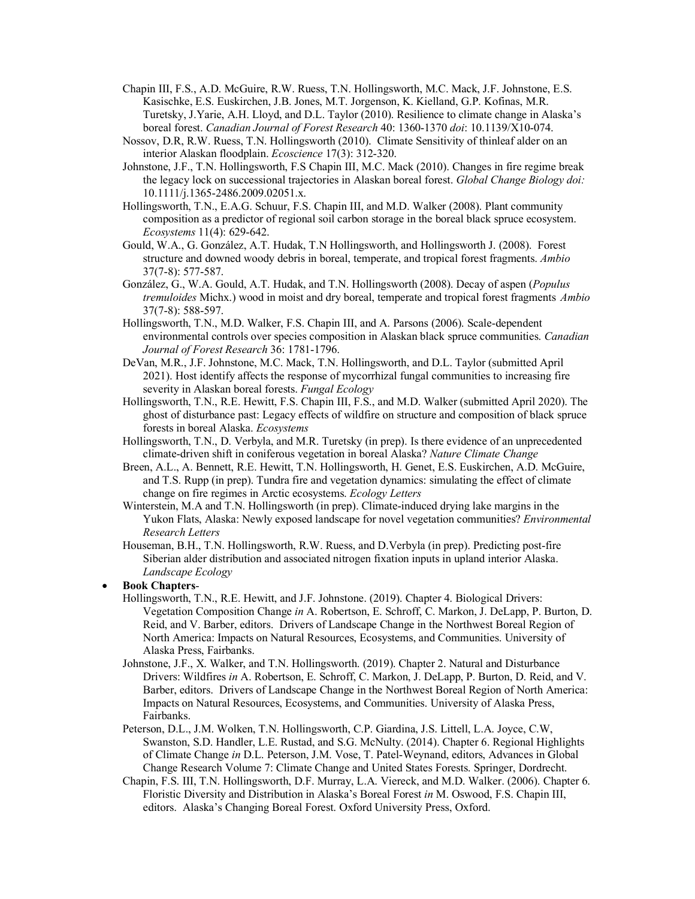Chapin III, F.S., A.D. McGuire, R.W. Ruess, T.N. Hollingsworth, M.C. Mack, J.F. Johnstone, E.S. Kasischke, E.S. Euskirchen, J.B. Jones, M.T. Jorgenson, K. Kielland, G.P. Kofinas, M.R. Turetsky, J.Yarie, A.H. Lloyd, and D.L. Taylor (2010). Resilience to climate change in Alaska's boreal forest. *Canadian Journal of Forest Research* 40: 1360-1370 *doi*: 10.1139/X10-074.

Nossov, D.R, R.W. Ruess, T.N. Hollingsworth (2010). Climate Sensitivity of thinleaf alder on an interior Alaskan floodplain. *Ecoscience* 17(3): 312-320.

Johnstone, J.F., T.N. Hollingsworth, F.S Chapin III, M.C. Mack (2010). Changes in fire regime break the legacy lock on successional trajectories in Alaskan boreal forest. *Global Change Biology doi:* 10.1111/j.1365-2486.2009.02051.x.

Hollingsworth, T.N., E.A.G. Schuur, F.S. Chapin III, and M.D. Walker (2008). Plant community composition as a predictor of regional soil carbon storage in the boreal black spruce ecosystem. *Ecosystems* 11(4): 629-642.

Gould, W.A., G. González, A.T. Hudak, T.N Hollingsworth, and Hollingsworth J. (2008). Forest structure and downed woody debris in boreal, temperate, and tropical forest fragments. *Ambio* 37(7-8): 577-587.

González, G., W.A. Gould, A.T. Hudak, and T.N. Hollingsworth (2008). Decay of aspen (*Populus tremuloides* Michx.) wood in moist and dry boreal, temperate and tropical forest fragments *Ambio* 37(7-8): 588-597.

Hollingsworth, T.N., M.D. Walker, F.S. Chapin III, and A. Parsons (2006). Scale-dependent environmental controls over species composition in Alaskan black spruce communities. *Canadian Journal of Forest Research* 36: 1781-1796.

DeVan, M.R., J.F. Johnstone, M.C. Mack, T.N. Hollingsworth, and D.L. Taylor (submitted April 2021). Host identify affects the response of mycorrhizal fungal communities to increasing fire severity in Alaskan boreal forests. *Fungal Ecology*

Hollingsworth, T.N., R.E. Hewitt, F.S. Chapin III, F.S., and M.D. Walker (submitted April 2020). The ghost of disturbance past: Legacy effects of wildfire on structure and composition of black spruce forests in boreal Alaska. *Ecosystems*

Hollingsworth, T.N., D. Verbyla, and M.R. Turetsky (in prep). Is there evidence of an unprecedented climate-driven shift in coniferous vegetation in boreal Alaska? *Nature Climate Change*

Breen, A.L., A. Bennett, R.E. Hewitt, T.N. Hollingsworth, H. Genet, E.S. Euskirchen, A.D. McGuire, and T.S. Rupp (in prep). Tundra fire and vegetation dynamics: simulating the effect of climate change on fire regimes in Arctic ecosystems. *Ecology Letters*

Winterstein, M.A and T.N. Hollingsworth (in prep). Climate-induced drying lake margins in the Yukon Flats, Alaska: Newly exposed landscape for novel vegetation communities? *Environmental Research Letters*

Houseman, B.H., T.N. Hollingsworth, R.W. Ruess, and D.Verbyla (in prep). Predicting post-fire Siberian alder distribution and associated nitrogen fixation inputs in upland interior Alaska. *Landscape Ecology*

- **Book Chapters**-

Hollingsworth, T.N., R.E. Hewitt, and J.F. Johnstone. (2019). Chapter 4. Biological Drivers: Vegetation Composition Change *in* A. Robertson, E. Schroff, C. Markon, J. DeLapp, P. Burton, D. Reid, and V. Barber, editors. Drivers of Landscape Change in the Northwest Boreal Region of North America: Impacts on Natural Resources, Ecosystems, and Communities. University of Alaska Press, Fairbanks.

Johnstone, J.F., X. Walker, and T.N. Hollingsworth. (2019). Chapter 2. Natural and Disturbance Drivers: Wildfires *in* A. Robertson, E. Schroff, C. Markon, J. DeLapp, P. Burton, D. Reid, and V. Barber, editors. Drivers of Landscape Change in the Northwest Boreal Region of North America: Impacts on Natural Resources, Ecosystems, and Communities. University of Alaska Press, Fairbanks.

Peterson, D.L., J.M. Wolken, T.N. Hollingsworth, C.P. Giardina, J.S. Littell, L.A. Joyce, C.W, Swanston, S.D. Handler, L.E. Rustad, and S.G. McNulty. (2014). Chapter 6. Regional Highlights of Climate Change *in* D.L. Peterson, J.M. Vose, T. Patel-Weynand, editors, Advances in Global Change Research Volume 7: Climate Change and United States Forests. Springer, Dordrecht.

Chapin, F.S. III, T.N. Hollingsworth, D.F. Murray, L.A. Viereck, and M.D. Walker. (2006). Chapter 6. Floristic Diversity and Distribution in Alaska's Boreal Forest *in* M. Oswood, F.S. Chapin III, editors. Alaska's Changing Boreal Forest. Oxford University Press, Oxford.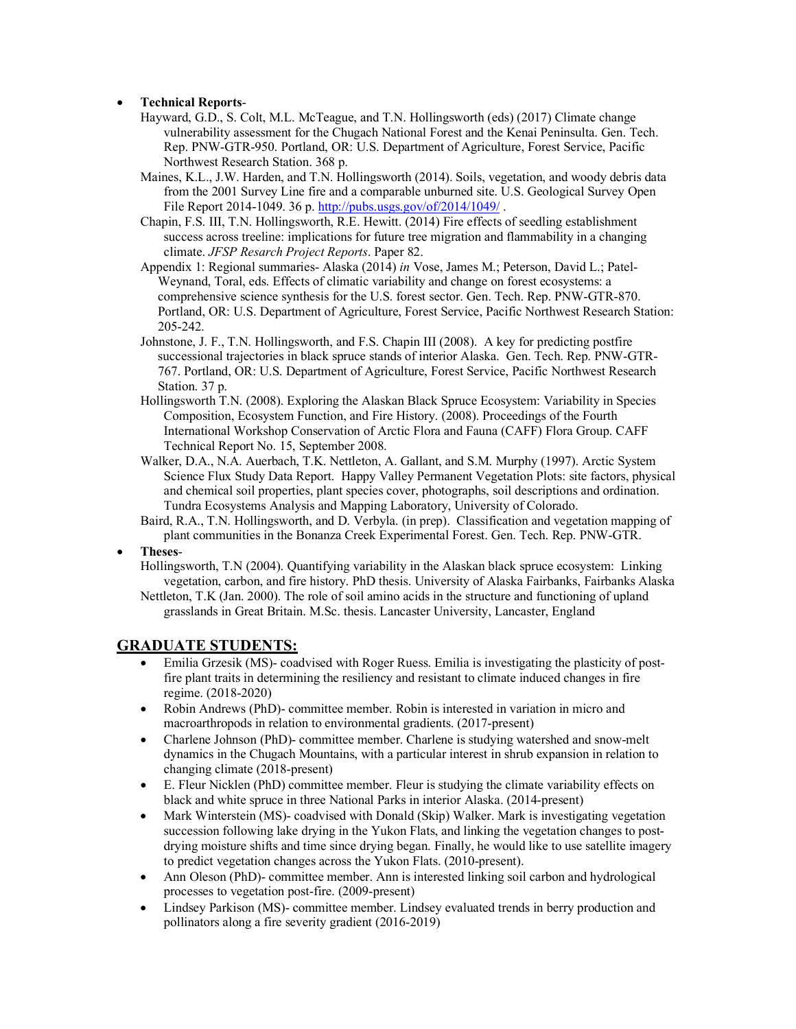- **Technical Reports**-

  Hayward, G.D., S. Colt, M.L. McTeague, and T.N. Hollingsworth (eds) (2017) Climate change vulnerability assessment for the Chugach National Forest and the Kenai Peninsulta. Gen. Tech. Rep. PNW-GTR-950. Portland, OR: U.S. Department of Agriculture, Forest Service, Pacific Northwest Research Station. 368 p.

  Maines, K.L., J.W. Harden, and T.N. Hollingsworth (2014). Soils, vegetation, and woody debris data from the 2001 Survey Line fire and a comparable unburned site. U.S. Geological Survey Open File Report 2014-1049. 36 p. http://pubs.usgs.gov/of/2014/1049/ .

  Chapin, F.S. III, T.N. Hollingsworth, R.E. Hewitt. (2014) Fire effects of seedling establishment success across treeline: implications for future tree migration and flammability in a changing climate. *JFSP Resarch Project Reports*. Paper 82.

  Appendix 1: Regional summaries- Alaska (2014) *in* Vose, James M.; Peterson, David L.; Patel-Weynand, Toral, eds. Effects of climatic variability and change on forest ecosystems: a comprehensive science synthesis for the U.S. forest sector. Gen. Tech. Rep. PNW-GTR-870. Portland, OR: U.S. Department of Agriculture, Forest Service, Pacific Northwest Research Station: 205-242.

  Johnstone, J. F., T.N. Hollingsworth, and F.S. Chapin III (2008). A key for predicting postfire successional trajectories in black spruce stands of interior Alaska. Gen. Tech. Rep. PNW-GTR-767. Portland, OR: U.S. Department of Agriculture, Forest Service, Pacific Northwest Research Station. 37 p.

  Hollingsworth T.N. (2008). Exploring the Alaskan Black Spruce Ecosystem: Variability in Species Composition, Ecosystem Function, and Fire History. (2008). Proceedings of the Fourth International Workshop Conservation of Arctic Flora and Fauna (CAFF) Flora Group. CAFF Technical Report No. 15, September 2008.

  Walker, D.A., N.A. Auerbach, T.K. Nettleton, A. Gallant, and S.M. Murphy (1997). Arctic System Science Flux Study Data Report. Happy Valley Permanent Vegetation Plots: site factors, physical and chemical soil properties, plant species cover, photographs, soil descriptions and ordination. Tundra Ecosystems Analysis and Mapping Laboratory, University of Colorado.

  Baird, R.A., T.N. Hollingsworth, and D. Verbyla. (in prep). Classification and vegetation mapping of plant communities in the Bonanza Creek Experimental Forest. Gen. Tech. Rep. PNW-GTR.

- **Theses**-

  Hollingsworth, T.N (2004). Quantifying variability in the Alaskan black spruce ecosystem: Linking vegetation, carbon, and fire history. PhD thesis. University of Alaska Fairbanks, Fairbanks Alaska

  Nettleton, T.K (Jan. 2000). The role of soil amino acids in the structure and functioning of upland grasslands in Great Britain. M.Sc. thesis. Lancaster University, Lancaster, England

## GRADUATE STUDENTS:

- Emilia Grzesik (MS)- coadvised with Roger Ruess. Emilia is investigating the plasticity of post-fire plant traits in determining the resiliency and resistant to climate induced changes in fire regime. (2018-2020)
- Robin Andrews (PhD)- committee member. Robin is interested in variation in micro and macroarthropods in relation to environmental gradients. (2017-present)
- Charlene Johnson (PhD)- committee member. Charlene is studying watershed and snow-melt dynamics in the Chugach Mountains, with a particular interest in shrub expansion in relation to changing climate (2018-present)
- E. Fleur Nicklen (PhD) committee member. Fleur is studying the climate variability effects on black and white spruce in three National Parks in interior Alaska. (2014-present)
- Mark Winterstein (MS)- coadvised with Donald (Skip) Walker. Mark is investigating vegetation succession following lake drying in the Yukon Flats, and linking the vegetation changes to post-drying moisture shifts and time since drying began. Finally, he would like to use satellite imagery to predict vegetation changes across the Yukon Flats. (2010-present).
- Ann Oleson (PhD)- committee member. Ann is interested linking soil carbon and hydrological processes to vegetation post-fire. (2009-present)
- Lindsey Parkison (MS)- committee member. Lindsey evaluated trends in berry production and pollinators along a fire severity gradient (2016-2019)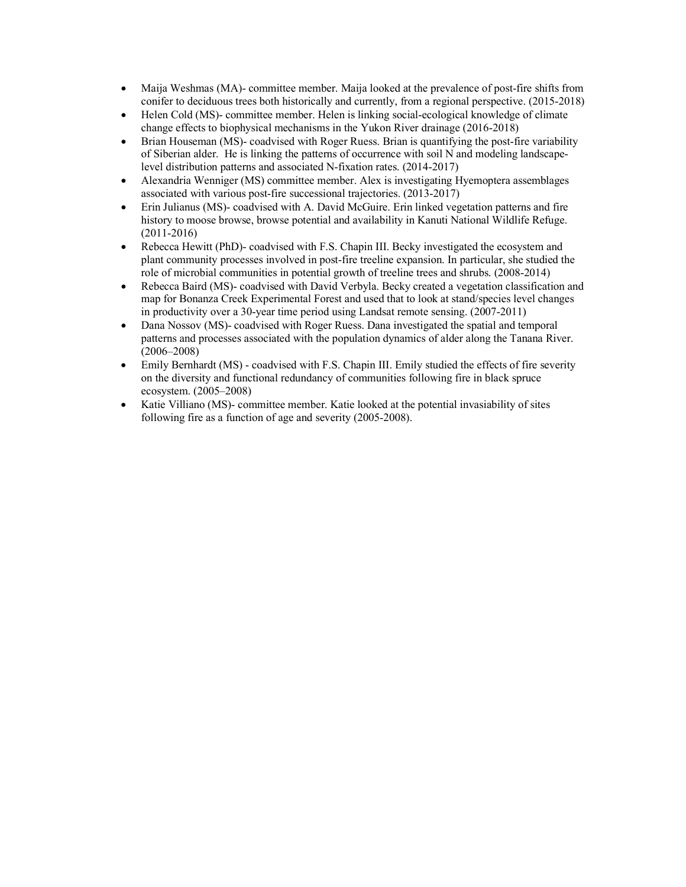- Maija Weshmas (MA)- committee member. Maija looked at the prevalence of post-fire shifts from conifer to deciduous trees both historically and currently, from a regional perspective. (2015-2018)
- Helen Cold (MS)- committee member. Helen is linking social-ecological knowledge of climate change effects to biophysical mechanisms in the Yukon River drainage (2016-2018)
- Brian Houseman (MS)- coadvised with Roger Ruess. Brian is quantifying the post-fire variability of Siberian alder. He is linking the patterns of occurrence with soil N and modeling landscape-level distribution patterns and associated N-fixation rates. (2014-2017)
- Alexandria Wenniger (MS) committee member. Alex is investigating Hyemoptera assemblages associated with various post-fire successional trajectories. (2013-2017)
- Erin Julianus (MS)- coadvised with A. David McGuire. Erin linked vegetation patterns and fire history to moose browse, browse potential and availability in Kanuti National Wildlife Refuge. (2011-2016)
- Rebecca Hewitt (PhD)- coadvised with F.S. Chapin III. Becky investigated the ecosystem and plant community processes involved in post-fire treeline expansion. In particular, she studied the role of microbial communities in potential growth of treeline trees and shrubs. (2008-2014)
- Rebecca Baird (MS)- coadvised with David Verbyla. Becky created a vegetation classification and map for Bonanza Creek Experimental Forest and used that to look at stand/species level changes in productivity over a 30-year time period using Landsat remote sensing. (2007-2011)
- Dana Nossov (MS)- coadvised with Roger Ruess. Dana investigated the spatial and temporal patterns and processes associated with the population dynamics of alder along the Tanana River. (2006–2008)
- Emily Bernhardt (MS) - coadvised with F.S. Chapin III. Emily studied the effects of fire severity on the diversity and functional redundancy of communities following fire in black spruce ecosystem. (2005–2008)
- Katie Villiano (MS)- committee member. Katie looked at the potential invasiability of sites following fire as a function of age and severity (2005-2008).